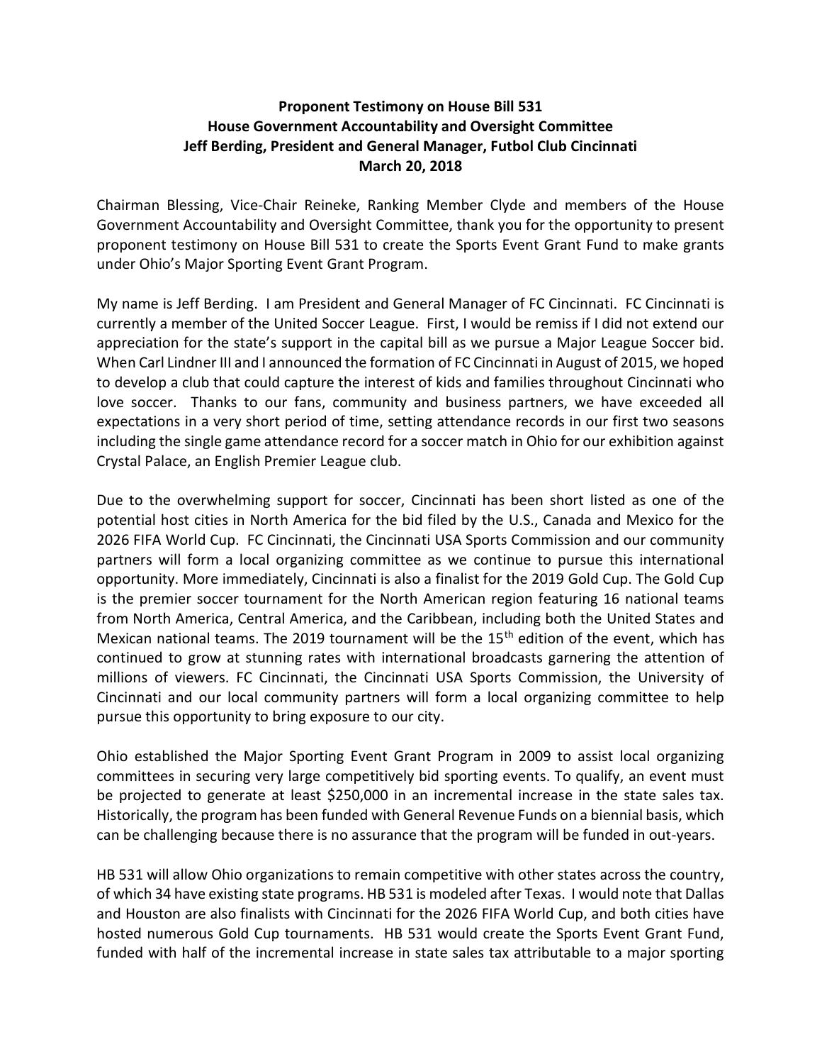**Proponent Testimony on House Bill 531**
**House Government Accountability and Oversight Committee**
**Jeff Berding, President and General Manager, Futbol Club Cincinnati**
**March 20, 2018**

Chairman Blessing, Vice-Chair Reineke, Ranking Member Clyde and members of the House Government Accountability and Oversight Committee, thank you for the opportunity to present proponent testimony on House Bill 531 to create the Sports Event Grant Fund to make grants under Ohio's Major Sporting Event Grant Program.

My name is Jeff Berding. I am President and General Manager of FC Cincinnati. FC Cincinnati is currently a member of the United Soccer League. First, I would be remiss if I did not extend our appreciation for the state's support in the capital bill as we pursue a Major League Soccer bid. When Carl Lindner III and I announced the formation of FC Cincinnati in August of 2015, we hoped to develop a club that could capture the interest of kids and families throughout Cincinnati who love soccer. Thanks to our fans, community and business partners, we have exceeded all expectations in a very short period of time, setting attendance records in our first two seasons including the single game attendance record for a soccer match in Ohio for our exhibition against Crystal Palace, an English Premier League club.

Due to the overwhelming support for soccer, Cincinnati has been short listed as one of the potential host cities in North America for the bid filed by the U.S., Canada and Mexico for the 2026 FIFA World Cup. FC Cincinnati, the Cincinnati USA Sports Commission and our community partners will form a local organizing committee as we continue to pursue this international opportunity. More immediately, Cincinnati is also a finalist for the 2019 Gold Cup. The Gold Cup is the premier soccer tournament for the North American region featuring 16 national teams from North America, Central America, and the Caribbean, including both the United States and Mexican national teams. The 2019 tournament will be the 15th edition of the event, which has continued to grow at stunning rates with international broadcasts garnering the attention of millions of viewers. FC Cincinnati, the Cincinnati USA Sports Commission, the University of Cincinnati and our local community partners will form a local organizing committee to help pursue this opportunity to bring exposure to our city.

Ohio established the Major Sporting Event Grant Program in 2009 to assist local organizing committees in securing very large competitively bid sporting events. To qualify, an event must be projected to generate at least $250,000 in an incremental increase in the state sales tax. Historically, the program has been funded with General Revenue Funds on a biennial basis, which can be challenging because there is no assurance that the program will be funded in out-years.

HB 531 will allow Ohio organizations to remain competitive with other states across the country, of which 34 have existing state programs. HB 531 is modeled after Texas. I would note that Dallas and Houston are also finalists with Cincinnati for the 2026 FIFA World Cup, and both cities have hosted numerous Gold Cup tournaments. HB 531 would create the Sports Event Grant Fund, funded with half of the incremental increase in state sales tax attributable to a major sporting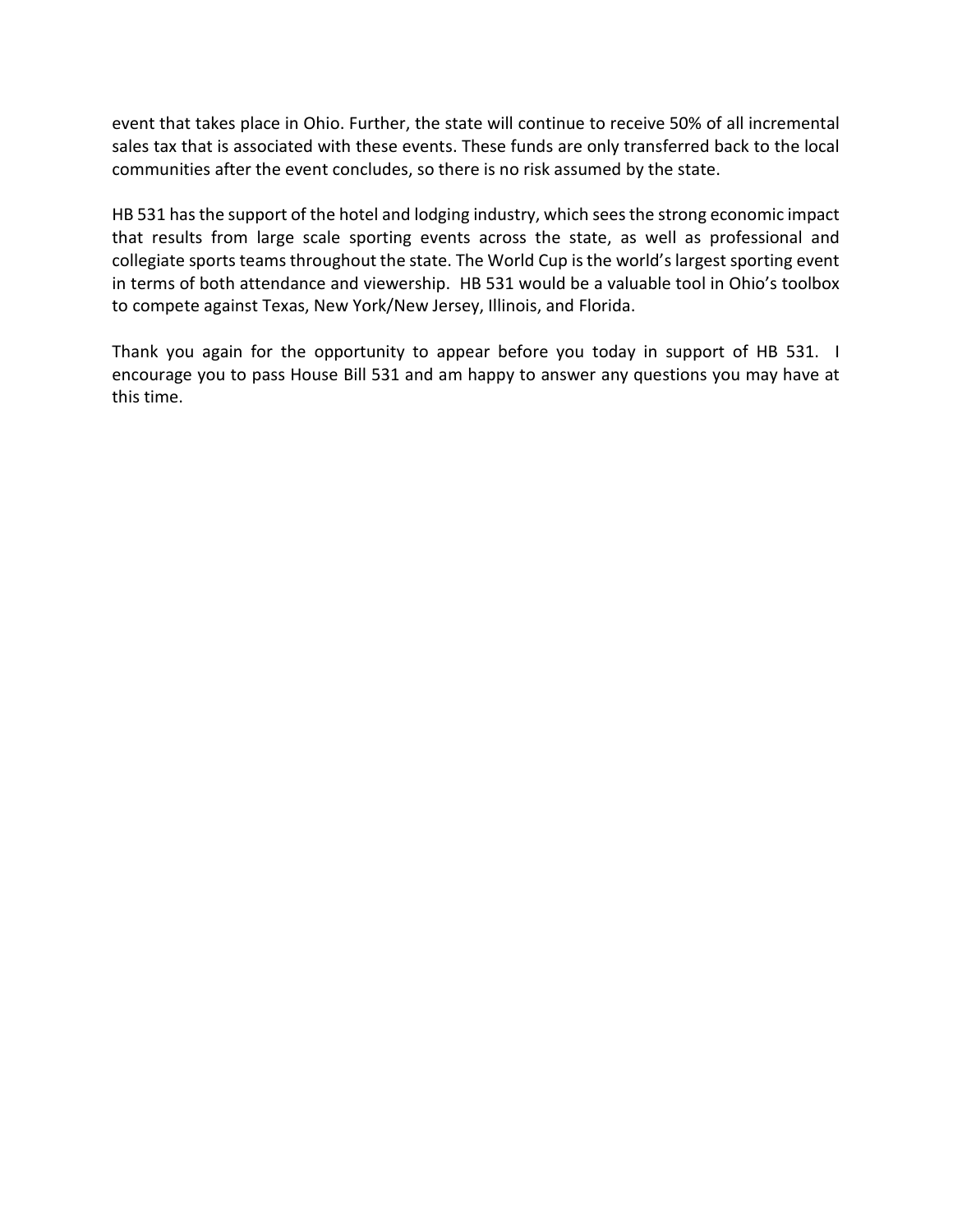event that takes place in Ohio. Further, the state will continue to receive 50% of all incremental sales tax that is associated with these events. These funds are only transferred back to the local communities after the event concludes, so there is no risk assumed by the state.

HB 531 has the support of the hotel and lodging industry, which sees the strong economic impact that results from large scale sporting events across the state, as well as professional and collegiate sports teams throughout the state. The World Cup is the world's largest sporting event in terms of both attendance and viewership. HB 531 would be a valuable tool in Ohio's toolbox to compete against Texas, New York/New Jersey, Illinois, and Florida.

Thank you again for the opportunity to appear before you today in support of HB 531. I encourage you to pass House Bill 531 and am happy to answer any questions you may have at this time.